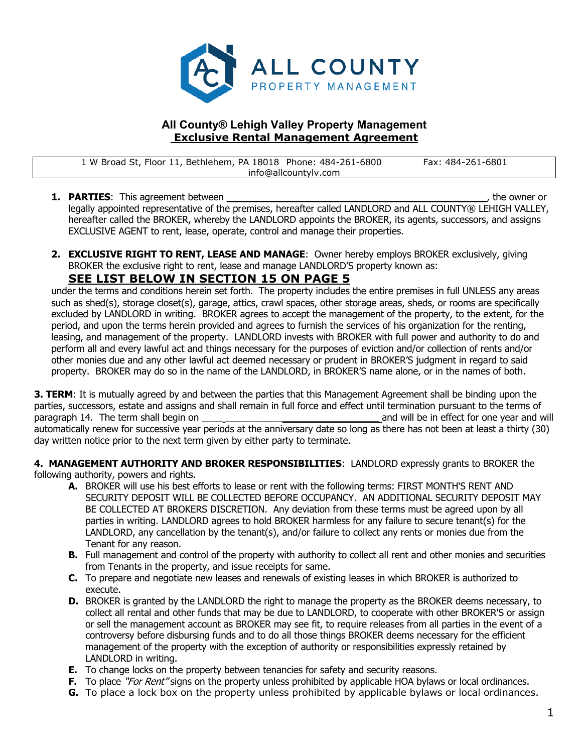ALL COUNTY
PROPERTY MANAGEMENT

## All County® Lehigh Valley Property Management

## Exclusive Rental Management Agreement

1 W Broad St, Floor 11, Bethlehem, PA 18018 Phone: 484-261-6800 Fax: 484-261-6801
info@allcountylv.com

1. **PARTIES**: This agreement between _____________________________________________, the owner or legally appointed representative of the premises, hereafter called LANDLORD and ALL COUNTY® LEHIGH VALLEY, hereafter called the BROKER, whereby the LANDLORD appoints the BROKER, its agents, successors, and assigns EXCLUSIVE AGENT to rent, lease, operate, control and manage their properties.

2. **EXCLUSIVE RIGHT TO RENT, LEASE AND MANAGE**: Owner hereby employs BROKER exclusively, giving BROKER the exclusive right to rent, lease and manage LANDLORD'S property known as:

**SEE LIST BELOW IN SECTION 15 ON PAGE 5**

under the terms and conditions herein set forth. The property includes the entire premises in full UNLESS any areas such as shed(s), storage closet(s), garage, attics, crawl spaces, other storage areas, sheds, or rooms are specifically excluded by LANDLORD in writing. BROKER agrees to accept the management of the property, to the extent, for the period, and upon the terms herein provided and agrees to furnish the services of his organization for the renting, leasing, and management of the property. LANDLORD invests with BROKER with full power and authority to do and perform all and every lawful act and things necessary for the purposes of eviction and/or collection of rents and/or other monies due and any other lawful act deemed necessary or prudent in BROKER'S judgment in regard to said property. BROKER may do so in the name of the LANDLORD, in BROKER'S name alone, or in the names of both.

**3. TERM**: It is mutually agreed by and between the parties that this Management Agreement shall be binding upon the parties, successors, estate and assigns and shall remain in full force and effect until termination pursuant to the terms of paragraph 14. The term shall begin on ______________________________and will be in effect for one year and will automatically renew for successive year periods at the anniversary date so long as there has not been at least a thirty (30) day written notice prior to the next term given by either party to terminate.

**4. MANAGEMENT AUTHORITY AND BROKER RESPONSIBILITIES**: LANDLORD expressly grants to BROKER the following authority, powers and rights.

- **A.** BROKER will use his best efforts to lease or rent with the following terms: FIRST MONTH'S RENT AND SECURITY DEPOSIT WILL BE COLLECTED BEFORE OCCUPANCY. AN ADDITIONAL SECURITY DEPOSIT MAY BE COLLECTED AT BROKERS DISCRETION. Any deviation from these terms must be agreed upon by all parties in writing. LANDLORD agrees to hold BROKER harmless for any failure to secure tenant(s) for the LANDLORD, any cancellation by the tenant(s), and/or failure to collect any rents or monies due from the Tenant for any reason.
- **B.** Full management and control of the property with authority to collect all rent and other monies and securities from Tenants in the property, and issue receipts for same.
- **C.** To prepare and negotiate new leases and renewals of existing leases in which BROKER is authorized to execute.
- **D.** BROKER is granted by the LANDLORD the right to manage the property as the BROKER deems necessary, to collect all rental and other funds that may be due to LANDLORD, to cooperate with other BROKER'S or assign or sell the management account as BROKER may see fit, to require releases from all parties in the event of a controversy before disbursing funds and to do all those things BROKER deems necessary for the efficient management of the property with the exception of authority or responsibilities expressly retained by LANDLORD in writing.
- **E.** To change locks on the property between tenancies for safety and security reasons.
- **F.** To place *"For Rent"* signs on the property unless prohibited by applicable HOA bylaws or local ordinances.
- **G.** To place a lock box on the property unless prohibited by applicable bylaws or local ordinances.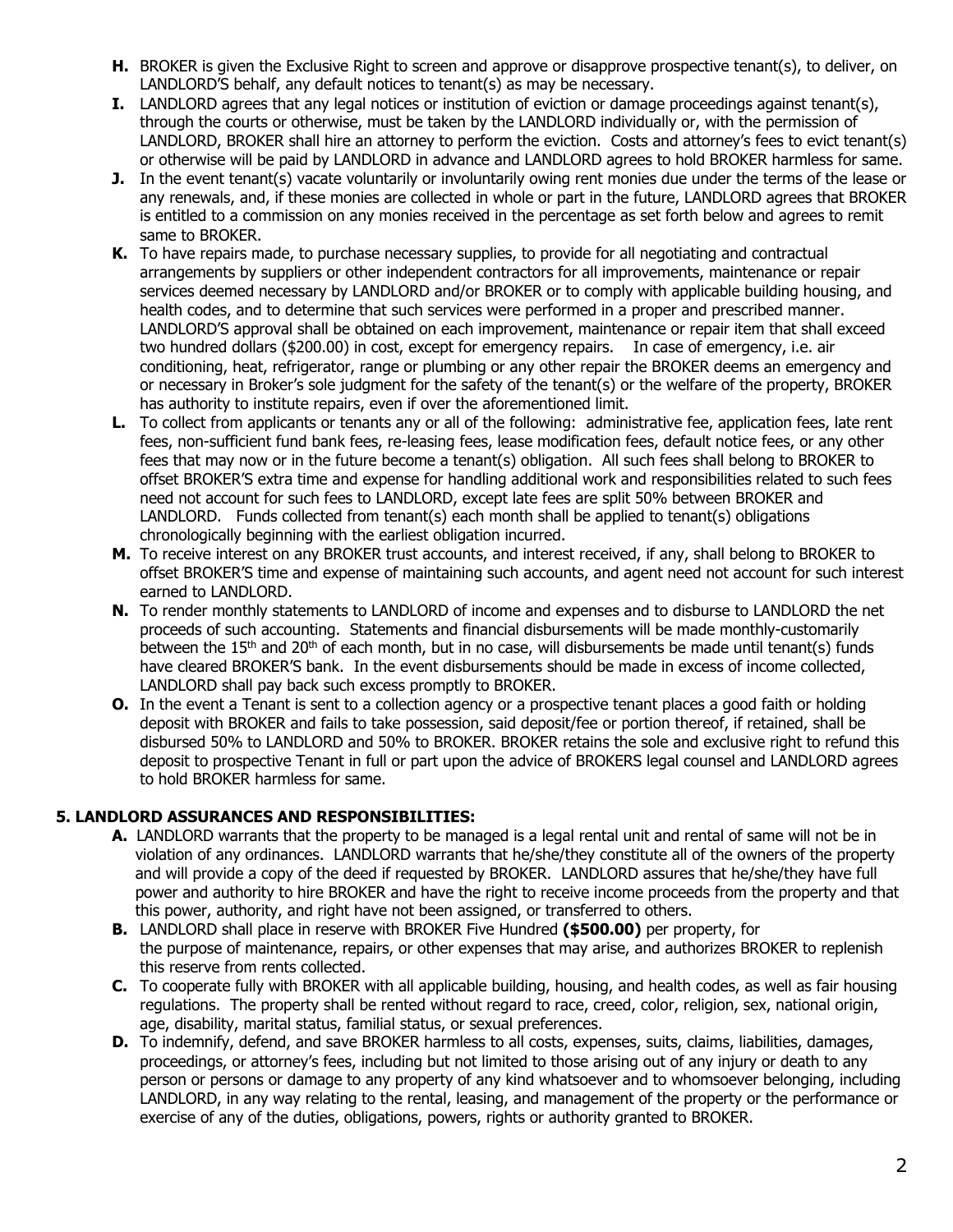- **H.** BROKER is given the Exclusive Right to screen and approve or disapprove prospective tenant(s), to deliver, on LANDLORD'S behalf, any default notices to tenant(s) as may be necessary.
- **I.** LANDLORD agrees that any legal notices or institution of eviction or damage proceedings against tenant(s), through the courts or otherwise, must be taken by the LANDLORD individually or, with the permission of LANDLORD, BROKER shall hire an attorney to perform the eviction. Costs and attorney's fees to evict tenant(s) or otherwise will be paid by LANDLORD in advance and LANDLORD agrees to hold BROKER harmless for same.
- **J.** In the event tenant(s) vacate voluntarily or involuntarily owing rent monies due under the terms of the lease or any renewals, and, if these monies are collected in whole or part in the future, LANDLORD agrees that BROKER is entitled to a commission on any monies received in the percentage as set forth below and agrees to remit same to BROKER.
- **K.** To have repairs made, to purchase necessary supplies, to provide for all negotiating and contractual arrangements by suppliers or other independent contractors for all improvements, maintenance or repair services deemed necessary by LANDLORD and/or BROKER or to comply with applicable building housing, and health codes, and to determine that such services were performed in a proper and prescribed manner. LANDLORD'S approval shall be obtained on each improvement, maintenance or repair item that shall exceed two hundred dollars ($200.00) in cost, except for emergency repairs. In case of emergency, i.e. air conditioning, heat, refrigerator, range or plumbing or any other repair the BROKER deems an emergency and or necessary in Broker's sole judgment for the safety of the tenant(s) or the welfare of the property, BROKER has authority to institute repairs, even if over the aforementioned limit.
- **L.** To collect from applicants or tenants any or all of the following: administrative fee, application fees, late rent fees, non-sufficient fund bank fees, re-leasing fees, lease modification fees, default notice fees, or any other fees that may now or in the future become a tenant(s) obligation. All such fees shall belong to BROKER to offset BROKER'S extra time and expense for handling additional work and responsibilities related to such fees need not account for such fees to LANDLORD, except late fees are split 50% between BROKER and LANDLORD. Funds collected from tenant(s) each month shall be applied to tenant(s) obligations chronologically beginning with the earliest obligation incurred.
- **M.** To receive interest on any BROKER trust accounts, and interest received, if any, shall belong to BROKER to offset BROKER'S time and expense of maintaining such accounts, and agent need not account for such interest earned to LANDLORD.
- **N.** To render monthly statements to LANDLORD of income and expenses and to disburse to LANDLORD the net proceeds of such accounting. Statements and financial disbursements will be made monthly-customarily between the 15th and 20th of each month, but in no case, will disbursements be made until tenant(s) funds have cleared BROKER'S bank. In the event disbursements should be made in excess of income collected, LANDLORD shall pay back such excess promptly to BROKER.
- **O.** In the event a Tenant is sent to a collection agency or a prospective tenant places a good faith or holding deposit with BROKER and fails to take possession, said deposit/fee or portion thereof, if retained, shall be disbursed 50% to LANDLORD and 50% to BROKER. BROKER retains the sole and exclusive right to refund this deposit to prospective Tenant in full or part upon the advice of BROKERS legal counsel and LANDLORD agrees to hold BROKER harmless for same.

## 5. LANDLORD ASSURANCES AND RESPONSIBILITIES:

- **A.** LANDLORD warrants that the property to be managed is a legal rental unit and rental of same will not be in violation of any ordinances. LANDLORD warrants that he/she/they constitute all of the owners of the property and will provide a copy of the deed if requested by BROKER. LANDLORD assures that he/she/they have full power and authority to hire BROKER and have the right to receive income proceeds from the property and that this power, authority, and right have not been assigned, or transferred to others.
- **B.** LANDLORD shall place in reserve with BROKER Five Hundred **($500.00)** per property, for the purpose of maintenance, repairs, or other expenses that may arise, and authorizes BROKER to replenish this reserve from rents collected.
- **C.** To cooperate fully with BROKER with all applicable building, housing, and health codes, as well as fair housing regulations. The property shall be rented without regard to race, creed, color, religion, sex, national origin, age, disability, marital status, familial status, or sexual preferences.
- **D.** To indemnify, defend, and save BROKER harmless to all costs, expenses, suits, claims, liabilities, damages, proceedings, or attorney's fees, including but not limited to those arising out of any injury or death to any person or persons or damage to any property of any kind whatsoever and to whomsoever belonging, including LANDLORD, in any way relating to the rental, leasing, and management of the property or the performance or exercise of any of the duties, obligations, powers, rights or authority granted to BROKER.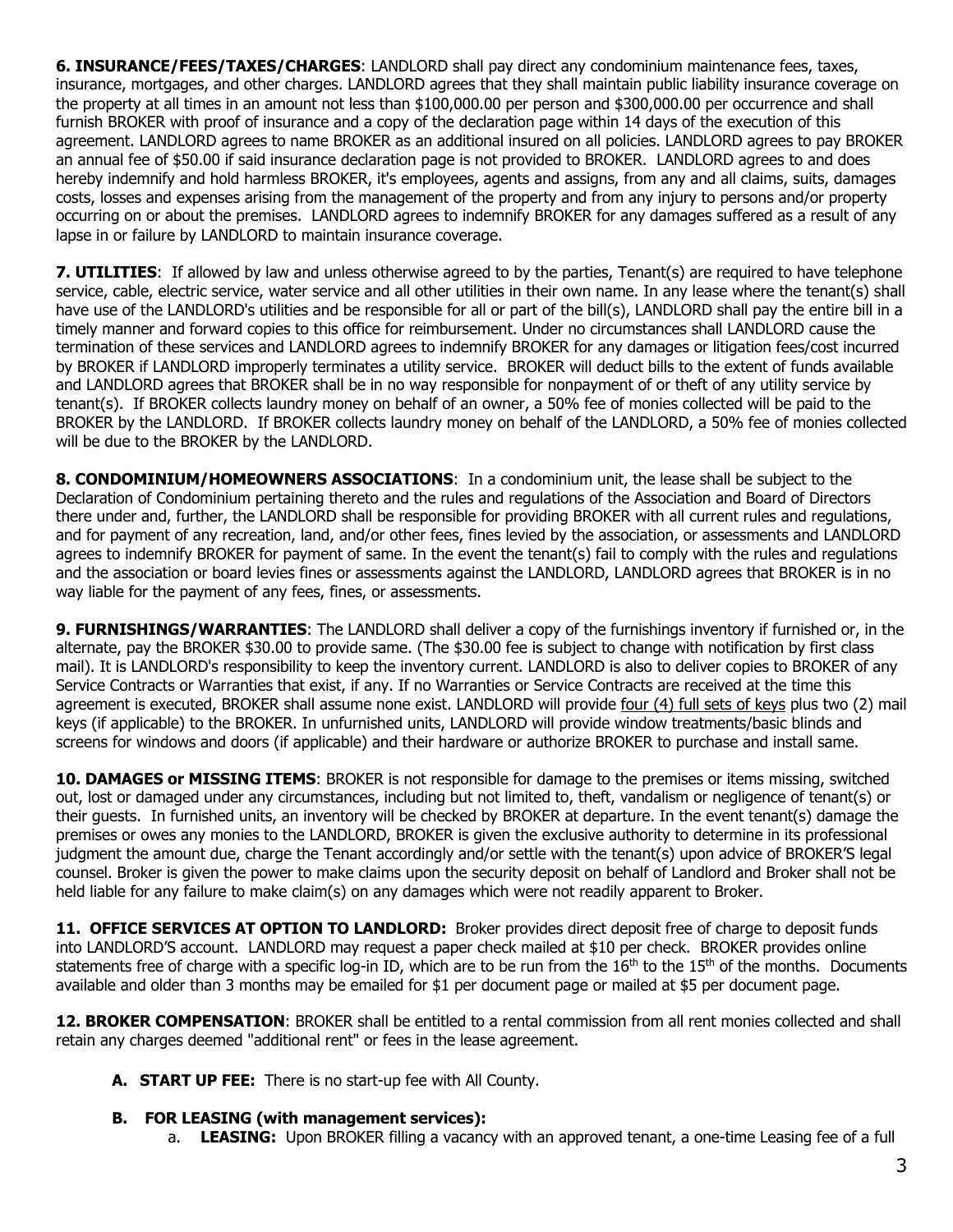**6. INSURANCE/FEES/TAXES/CHARGES**: LANDLORD shall pay direct any condominium maintenance fees, taxes, insurance, mortgages, and other charges. LANDLORD agrees that they shall maintain public liability insurance coverage on the property at all times in an amount not less than \$100,000.00 per person and \$300,000.00 per occurrence and shall furnish BROKER with proof of insurance and a copy of the declaration page within 14 days of the execution of this agreement. LANDLORD agrees to name BROKER as an additional insured on all policies. LANDLORD agrees to pay BROKER an annual fee of \$50.00 if said insurance declaration page is not provided to BROKER. LANDLORD agrees to and does hereby indemnify and hold harmless BROKER, it's employees, agents and assigns, from any and all claims, suits, damages costs, losses and expenses arising from the management of the property and from any injury to persons and/or property occurring on or about the premises. LANDLORD agrees to indemnify BROKER for any damages suffered as a result of any lapse in or failure by LANDLORD to maintain insurance coverage.

**7. UTILITIES**: If allowed by law and unless otherwise agreed to by the parties, Tenant(s) are required to have telephone service, cable, electric service, water service and all other utilities in their own name. In any lease where the tenant(s) shall have use of the LANDLORD's utilities and be responsible for all or part of the bill(s), LANDLORD shall pay the entire bill in a timely manner and forward copies to this office for reimbursement. Under no circumstances shall LANDLORD cause the termination of these services and LANDLORD agrees to indemnify BROKER for any damages or litigation fees/cost incurred by BROKER if LANDLORD improperly terminates a utility service. BROKER will deduct bills to the extent of funds available and LANDLORD agrees that BROKER shall be in no way responsible for nonpayment of or theft of any utility service by tenant(s). If BROKER collects laundry money on behalf of an owner, a 50% fee of monies collected will be paid to the BROKER by the LANDLORD. If BROKER collects laundry money on behalf of the LANDLORD, a 50% fee of monies collected will be due to the BROKER by the LANDLORD.

**8. CONDOMINIUM/HOMEOWNERS ASSOCIATIONS**: In a condominium unit, the lease shall be subject to the Declaration of Condominium pertaining thereto and the rules and regulations of the Association and Board of Directors there under and, further, the LANDLORD shall be responsible for providing BROKER with all current rules and regulations, and for payment of any recreation, land, and/or other fees, fines levied by the association, or assessments and LANDLORD agrees to indemnify BROKER for payment of same. In the event the tenant(s) fail to comply with the rules and regulations and the association or board levies fines or assessments against the LANDLORD, LANDLORD agrees that BROKER is in no way liable for the payment of any fees, fines, or assessments.

**9. FURNISHINGS/WARRANTIES**: The LANDLORD shall deliver a copy of the furnishings inventory if furnished or, in the alternate, pay the BROKER \$30.00 to provide same. (The \$30.00 fee is subject to change with notification by first class mail). It is LANDLORD's responsibility to keep the inventory current. LANDLORD is also to deliver copies to BROKER of any Service Contracts or Warranties that exist, if any. If no Warranties or Service Contracts are received at the time this agreement is executed, BROKER shall assume none exist. LANDLORD will provide <u>four (4) full sets of keys</u> plus two (2) mail keys (if applicable) to the BROKER. In unfurnished units, LANDLORD will provide window treatments/basic blinds and screens for windows and doors (if applicable) and their hardware or authorize BROKER to purchase and install same.

**10. DAMAGES or MISSING ITEMS**: BROKER is not responsible for damage to the premises or items missing, switched out, lost or damaged under any circumstances, including but not limited to, theft, vandalism or negligence of tenant(s) or their guests. In furnished units, an inventory will be checked by BROKER at departure. In the event tenant(s) damage the premises or owes any monies to the LANDLORD, BROKER is given the exclusive authority to determine in its professional judgment the amount due, charge the Tenant accordingly and/or settle with the tenant(s) upon advice of BROKER'S legal counsel. Broker is given the power to make claims upon the security deposit on behalf of Landlord and Broker shall not be held liable for any failure to make claim(s) on any damages which were not readily apparent to Broker.

**11. OFFICE SERVICES AT OPTION TO LANDLORD:** Broker provides direct deposit free of charge to deposit funds into LANDLORD'S account. LANDLORD may request a paper check mailed at \$10 per check. BROKER provides online statements free of charge with a specific log-in ID, which are to be run from the 16th to the 15th of the months. Documents available and older than 3 months may be emailed for \$1 per document page or mailed at \$5 per document page.

**12. BROKER COMPENSATION**: BROKER shall be entitled to a rental commission from all rent monies collected and shall retain any charges deemed "additional rent" or fees in the lease agreement.

- **A. START UP FEE:** There is no start-up fee with All County.
- **B. FOR LEASING (with management services):**
  - a. **LEASING:** Upon BROKER filling a vacancy with an approved tenant, a one-time Leasing fee of a full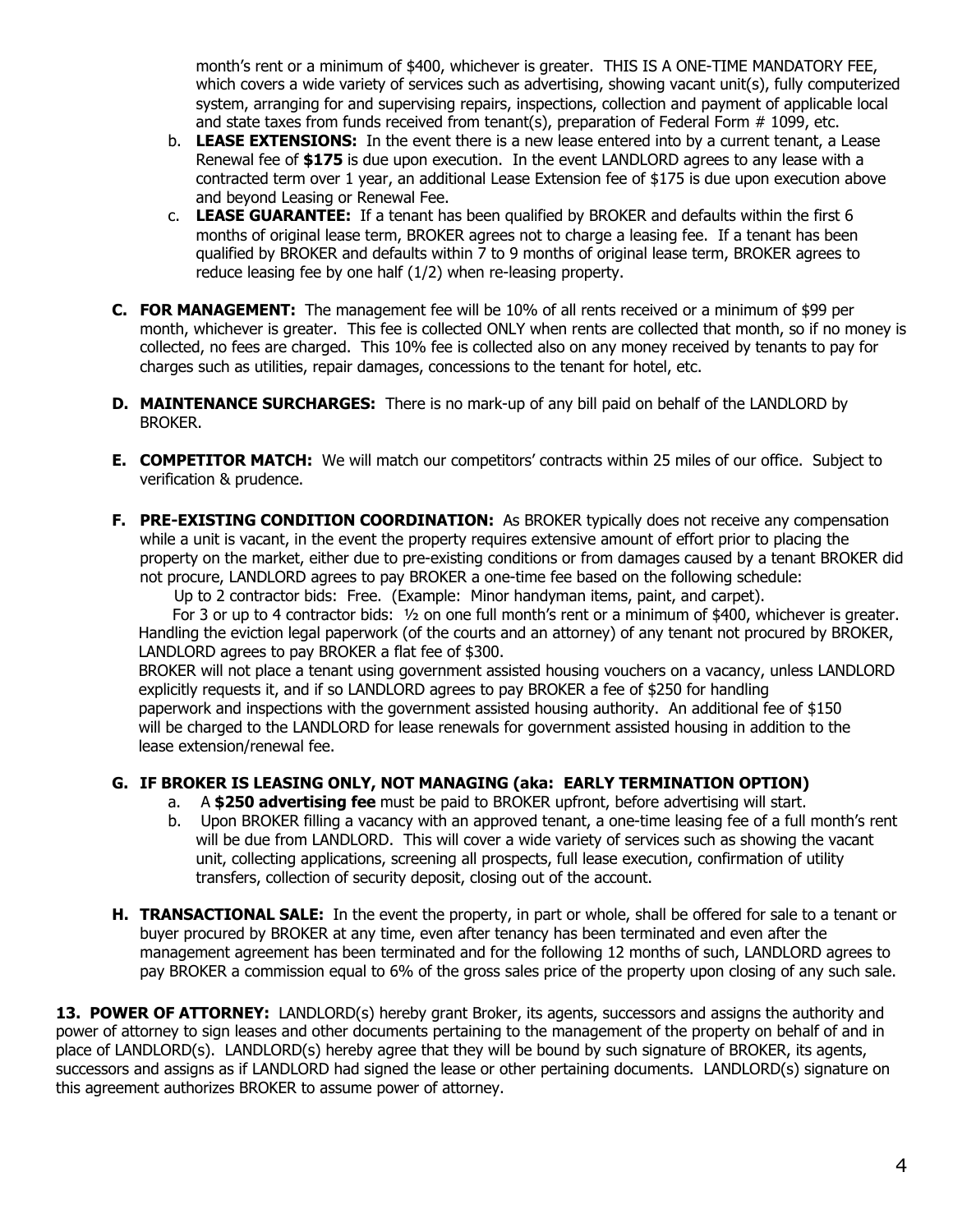month's rent or a minimum of $400, whichever is greater. THIS IS A ONE-TIME MANDATORY FEE, which covers a wide variety of services such as advertising, showing vacant unit(s), fully computerized system, arranging for and supervising repairs, inspections, collection and payment of applicable local and state taxes from funds received from tenant(s), preparation of Federal Form # 1099, etc.

b. **LEASE EXTENSIONS:** In the event there is a new lease entered into by a current tenant, a Lease Renewal fee of **$175** is due upon execution. In the event LANDLORD agrees to any lease with a contracted term over 1 year, an additional Lease Extension fee of $175 is due upon execution above and beyond Leasing or Renewal Fee.

c. **LEASE GUARANTEE:** If a tenant has been qualified by BROKER and defaults within the first 6 months of original lease term, BROKER agrees not to charge a leasing fee. If a tenant has been qualified by BROKER and defaults within 7 to 9 months of original lease term, BROKER agrees to reduce leasing fee by one half (1/2) when re-leasing property.

**C. FOR MANAGEMENT:** The management fee will be 10% of all rents received or a minimum of $99 per month, whichever is greater. This fee is collected ONLY when rents are collected that month, so if no money is collected, no fees are charged. This 10% fee is collected also on any money received by tenants to pay for charges such as utilities, repair damages, concessions to the tenant for hotel, etc.

**D. MAINTENANCE SURCHARGES:** There is no mark-up of any bill paid on behalf of the LANDLORD by BROKER.

**E. COMPETITOR MATCH:** We will match our competitors' contracts within 25 miles of our office. Subject to verification & prudence.

**F. PRE-EXISTING CONDITION COORDINATION:** As BROKER typically does not receive any compensation while a unit is vacant, in the event the property requires extensive amount of effort prior to placing the property on the market, either due to pre-existing conditions or from damages caused by a tenant BROKER did not procure, LANDLORD agrees to pay BROKER a one-time fee based on the following schedule:

Up to 2 contractor bids: Free. (Example: Minor handyman items, paint, and carpet).

For 3 or up to 4 contractor bids: ½ on one full month's rent or a minimum of $400, whichever is greater.

Handling the eviction legal paperwork (of the courts and an attorney) of any tenant not procured by BROKER, LANDLORD agrees to pay BROKER a flat fee of $300.

BROKER will not place a tenant using government assisted housing vouchers on a vacancy, unless LANDLORD explicitly requests it, and if so LANDLORD agrees to pay BROKER a fee of $250 for handling paperwork and inspections with the government assisted housing authority. An additional fee of $150 will be charged to the LANDLORD for lease renewals for government assisted housing in addition to the lease extension/renewal fee.

**G. IF BROKER IS LEASING ONLY, NOT MANAGING (aka: EARLY TERMINATION OPTION)**

a. A **$250 advertising fee** must be paid to BROKER upfront, before advertising will start.

b. Upon BROKER filling a vacancy with an approved tenant, a one-time leasing fee of a full month's rent will be due from LANDLORD. This will cover a wide variety of services such as showing the vacant unit, collecting applications, screening all prospects, full lease execution, confirmation of utility transfers, collection of security deposit, closing out of the account.

**H. TRANSACTIONAL SALE:** In the event the property, in part or whole, shall be offered for sale to a tenant or buyer procured by BROKER at any time, even after tenancy has been terminated and even after the management agreement has been terminated and for the following 12 months of such, LANDLORD agrees to pay BROKER a commission equal to 6% of the gross sales price of the property upon closing of any such sale.

**13. POWER OF ATTORNEY:** LANDLORD(s) hereby grant Broker, its agents, successors and assigns the authority and power of attorney to sign leases and other documents pertaining to the management of the property on behalf of and in place of LANDLORD(s). LANDLORD(s) hereby agree that they will be bound by such signature of BROKER, its agents, successors and assigns as if LANDLORD had signed the lease or other pertaining documents. LANDLORD(s) signature on this agreement authorizes BROKER to assume power of attorney.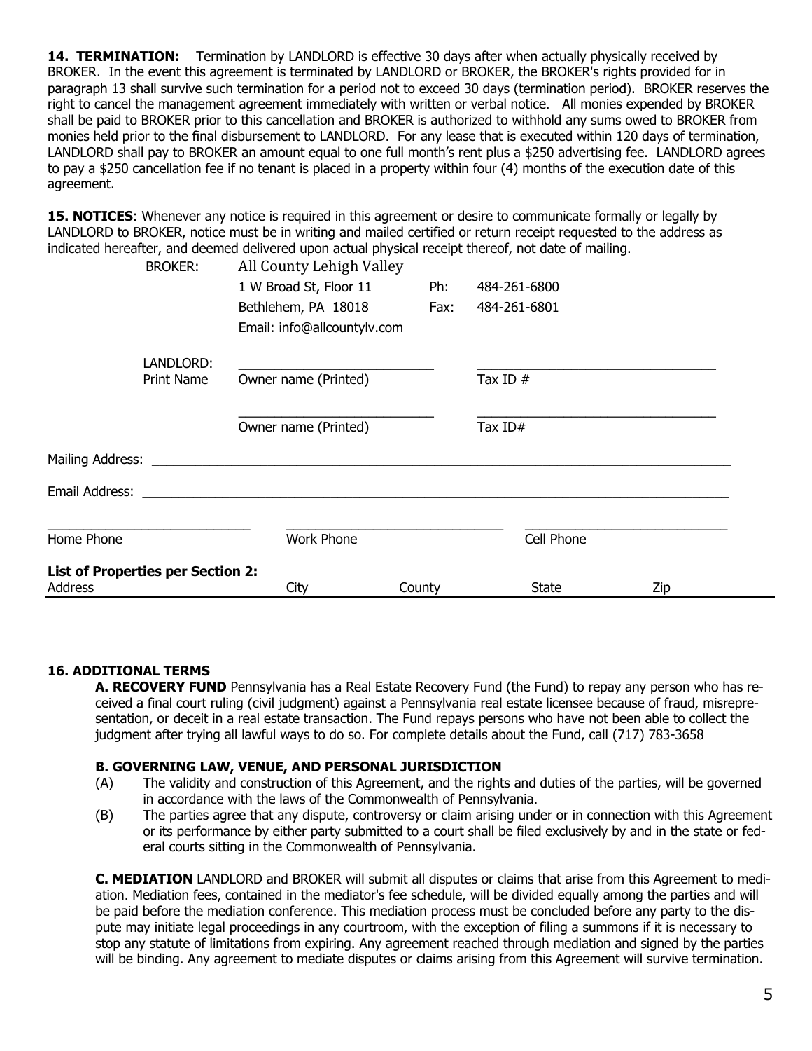**14. TERMINATION:** Termination by LANDLORD is effective 30 days after when actually physically received by BROKER. In the event this agreement is terminated by LANDLORD or BROKER, the BROKER's rights provided for in paragraph 13 shall survive such termination for a period not to exceed 30 days (termination period). BROKER reserves the right to cancel the management agreement immediately with written or verbal notice. All monies expended by BROKER shall be paid to BROKER prior to this cancellation and BROKER is authorized to withhold any sums owed to BROKER from monies held prior to the final disbursement to LANDLORD. For any lease that is executed within 120 days of termination, LANDLORD shall pay to BROKER an amount equal to one full month's rent plus a $250 advertising fee. LANDLORD agrees to pay a $250 cancellation fee if no tenant is placed in a property within four (4) months of the execution date of this agreement.

**15. NOTICES**: Whenever any notice is required in this agreement or desire to communicate formally or legally by LANDLORD to BROKER, notice must be in writing and mailed certified or return receipt requested to the address as indicated hereafter, and deemed delivered upon actual physical receipt thereof, not date of mailing.

BROKER: All County Lehigh Valley
1 W Broad St, Floor 11 Ph: 484-261-6800
Bethlehem, PA 18018 Fax: 484-261-6801
Email: info@allcountylv.com

LANDLORD:
Print Name ___________________________ ___________________________
Owner name (Printed) Tax ID #

___________________________ ___________________________
Owner name (Printed) Tax ID#

Mailing Address: ___________________________________________________________________________

Email Address: ___________________________________________________________________________

___________________________ ___________________________ ___________________________
Home Phone Work Phone Cell Phone

**List of Properties per Section 2:**

| Address | City | County | State | Zip |
|---|---|---|---|---|

**16. ADDITIONAL TERMS**

**A. RECOVERY FUND** Pennsylvania has a Real Estate Recovery Fund (the Fund) to repay any person who has received a final court ruling (civil judgment) against a Pennsylvania real estate licensee because of fraud, misrepresentation, or deceit in a real estate transaction. The Fund repays persons who have not been able to collect the judgment after trying all lawful ways to do so. For complete details about the Fund, call (717) 783-3658

**B. GOVERNING LAW, VENUE, AND PERSONAL JURISDICTION**

(A) The validity and construction of this Agreement, and the rights and duties of the parties, will be governed in accordance with the laws of the Commonwealth of Pennsylvania.

(B) The parties agree that any dispute, controversy or claim arising under or in connection with this Agreement or its performance by either party submitted to a court shall be filed exclusively by and in the state or federal courts sitting in the Commonwealth of Pennsylvania.

**C. MEDIATION** LANDLORD and BROKER will submit all disputes or claims that arise from this Agreement to mediation. Mediation fees, contained in the mediator's fee schedule, will be divided equally among the parties and will be paid before the mediation conference. This mediation process must be concluded before any party to the dispute may initiate legal proceedings in any courtroom, with the exception of filing a summons if it is necessary to stop any statute of limitations from expiring. Any agreement reached through mediation and signed by the parties will be binding. Any agreement to mediate disputes or claims arising from this Agreement will survive termination.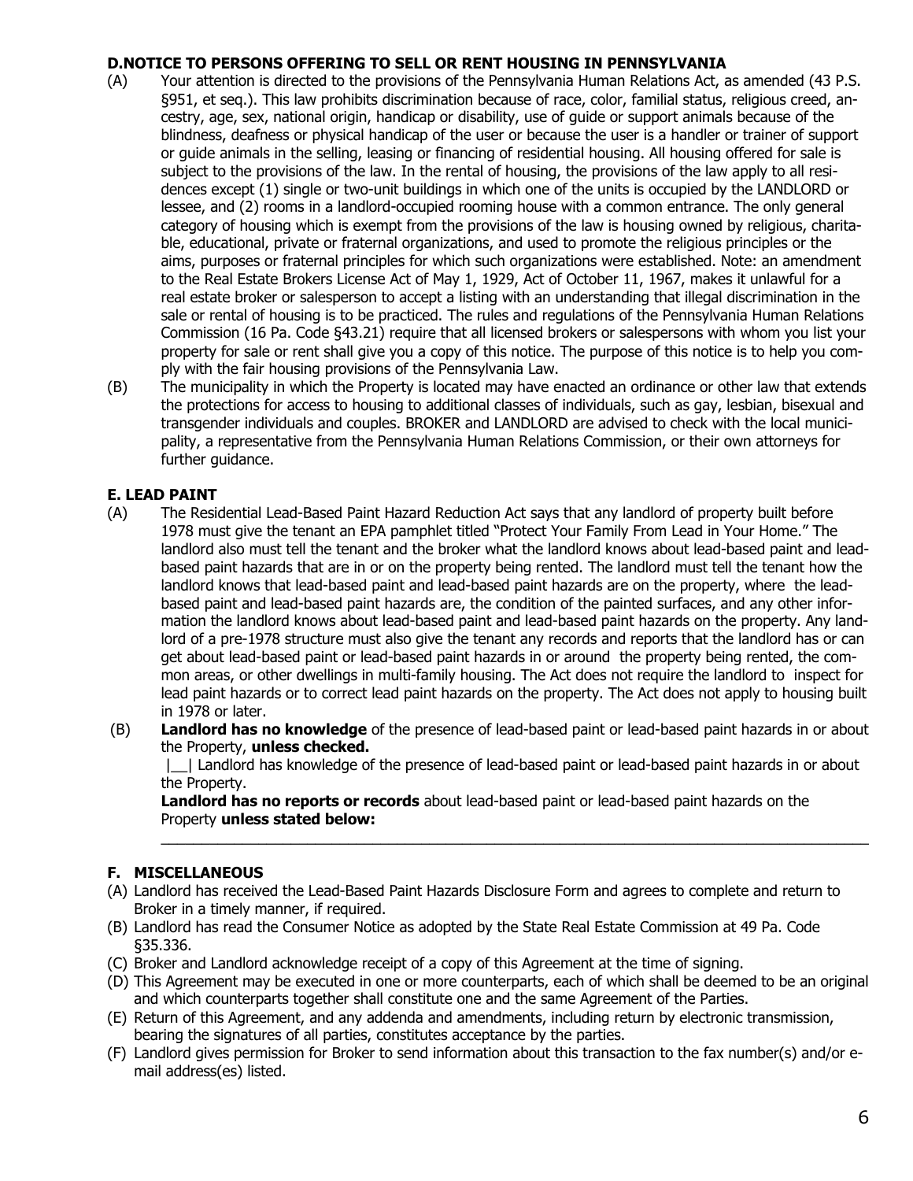### D.NOTICE TO PERSONS OFFERING TO SELL OR RENT HOUSING IN PENNSYLVANIA

(A) Your attention is directed to the provisions of the Pennsylvania Human Relations Act, as amended (43 P.S. §951, et seq.). This law prohibits discrimination because of race, color, familial status, religious creed, ancestry, age, sex, national origin, handicap or disability, use of guide or support animals because of the blindness, deafness or physical handicap of the user or because the user is a handler or trainer of support or guide animals in the selling, leasing or financing of residential housing. All housing offered for sale is subject to the provisions of the law. In the rental of housing, the provisions of the law apply to all residences except (1) single or two-unit buildings in which one of the units is occupied by the LANDLORD or lessee, and (2) rooms in a landlord-occupied rooming house with a common entrance. The only general category of housing which is exempt from the provisions of the law is housing owned by religious, charitable, educational, private or fraternal organizations, and used to promote the religious principles or the aims, purposes or fraternal principles for which such organizations were established. Note: an amendment to the Real Estate Brokers License Act of May 1, 1929, Act of October 11, 1967, makes it unlawful for a real estate broker or salesperson to accept a listing with an understanding that illegal discrimination in the sale or rental of housing is to be practiced. The rules and regulations of the Pennsylvania Human Relations Commission (16 Pa. Code §43.21) require that all licensed brokers or salespersons with whom you list your property for sale or rent shall give you a copy of this notice. The purpose of this notice is to help you comply with the fair housing provisions of the Pennsylvania Law.

(B) The municipality in which the Property is located may have enacted an ordinance or other law that extends the protections for access to housing to additional classes of individuals, such as gay, lesbian, bisexual and transgender individuals and couples. BROKER and LANDLORD are advised to check with the local municipality, a representative from the Pennsylvania Human Relations Commission, or their own attorneys for further guidance.

### E. LEAD PAINT

(A) The Residential Lead-Based Paint Hazard Reduction Act says that any landlord of property built before 1978 must give the tenant an EPA pamphlet titled "Protect Your Family From Lead in Your Home." The landlord also must tell the tenant and the broker what the landlord knows about lead-based paint and lead-based paint hazards that are in or on the property being rented. The landlord must tell the tenant how the landlord knows that lead-based paint and lead-based paint hazards are on the property, where the lead-based paint and lead-based paint hazards are, the condition of the painted surfaces, and any other information the landlord knows about lead-based paint and lead-based paint hazards on the property. Any landlord of a pre-1978 structure must also give the tenant any records and reports that the landlord has or can get about lead-based paint or lead-based paint hazards in or around the property being rented, the common areas, or other dwellings in multi-family housing. The Act does not require the landlord to inspect for lead paint hazards or to correct lead paint hazards on the property. The Act does not apply to housing built in 1978 or later.

(B) **Landlord has no knowledge** of the presence of lead-based paint or lead-based paint hazards in or about the Property, **unless checked.**

|__| Landlord has knowledge of the presence of lead-based paint or lead-based paint hazards in or about the Property.

**Landlord has no reports or records** about lead-based paint or lead-based paint hazards on the Property **unless stated below:**

______________________________________________________________________________

### F. MISCELLANEOUS

(A) Landlord has received the Lead-Based Paint Hazards Disclosure Form and agrees to complete and return to Broker in a timely manner, if required.

(B) Landlord has read the Consumer Notice as adopted by the State Real Estate Commission at 49 Pa. Code §35.336.

(C) Broker and Landlord acknowledge receipt of a copy of this Agreement at the time of signing.

(D) This Agreement may be executed in one or more counterparts, each of which shall be deemed to be an original and which counterparts together shall constitute one and the same Agreement of the Parties.

(E) Return of this Agreement, and any addenda and amendments, including return by electronic transmission, bearing the signatures of all parties, constitutes acceptance by the parties.

(F) Landlord gives permission for Broker to send information about this transaction to the fax number(s) and/or e-mail address(es) listed.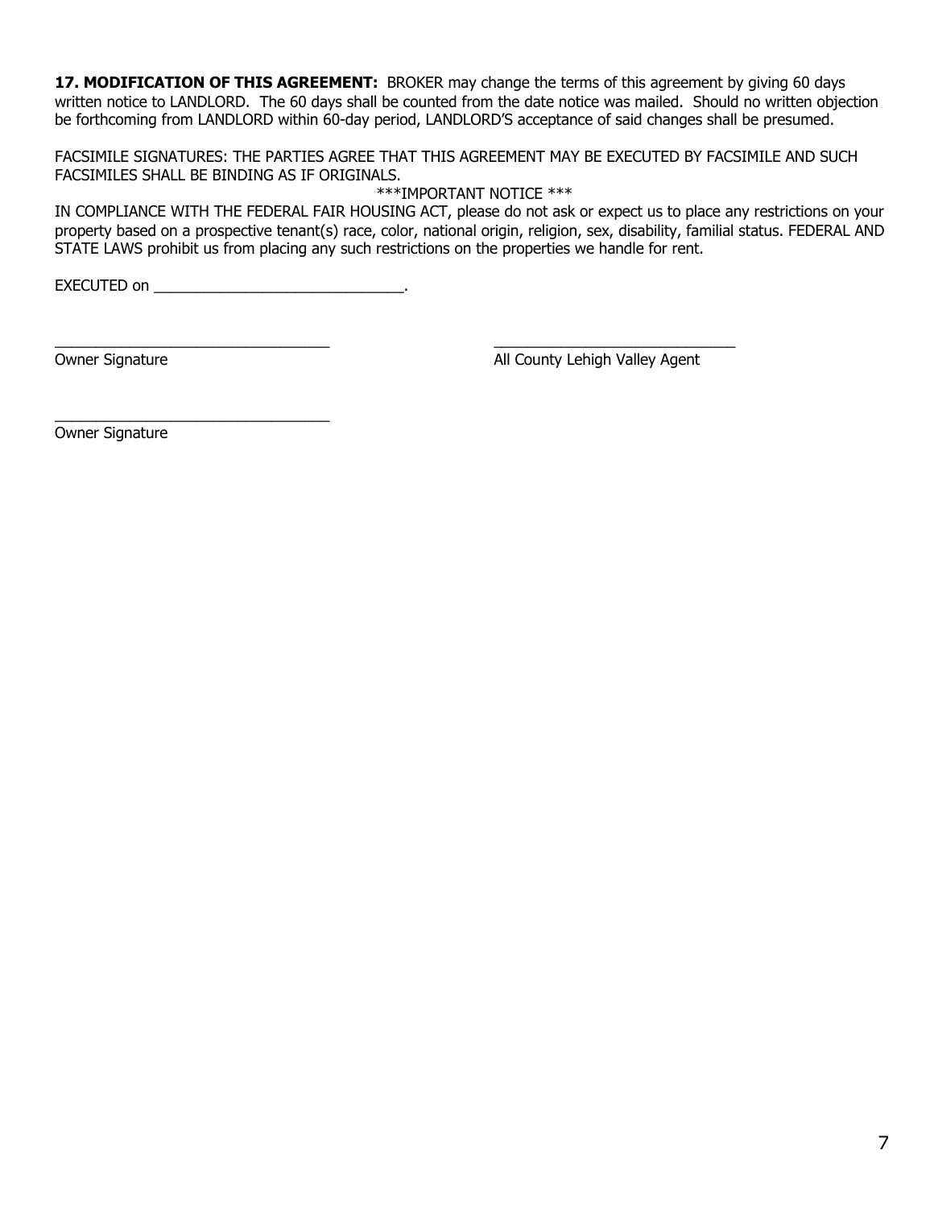**17. MODIFICATION OF THIS AGREEMENT:** BROKER may change the terms of this agreement by giving 60 days written notice to LANDLORD. The 60 days shall be counted from the date notice was mailed. Should no written objection be forthcoming from LANDLORD within 60-day period, LANDLORD'S acceptance of said changes shall be presumed.

FACSIMILE SIGNATURES: THE PARTIES AGREE THAT THIS AGREEMENT MAY BE EXECUTED BY FACSIMILE AND SUCH FACSIMILES SHALL BE BINDING AS IF ORIGINALS.

***IMPORTANT NOTICE ***

IN COMPLIANCE WITH THE FEDERAL FAIR HOUSING ACT, please do not ask or expect us to place any restrictions on your property based on a prospective tenant(s) race, color, national origin, religion, sex, disability, familial status. FEDERAL AND STATE LAWS prohibit us from placing any such restrictions on the properties we handle for rent.

EXECUTED on ______________________________.

_________________________________
Owner Signature

_____________________________
All County Lehigh Valley Agent

_________________________________
Owner Signature